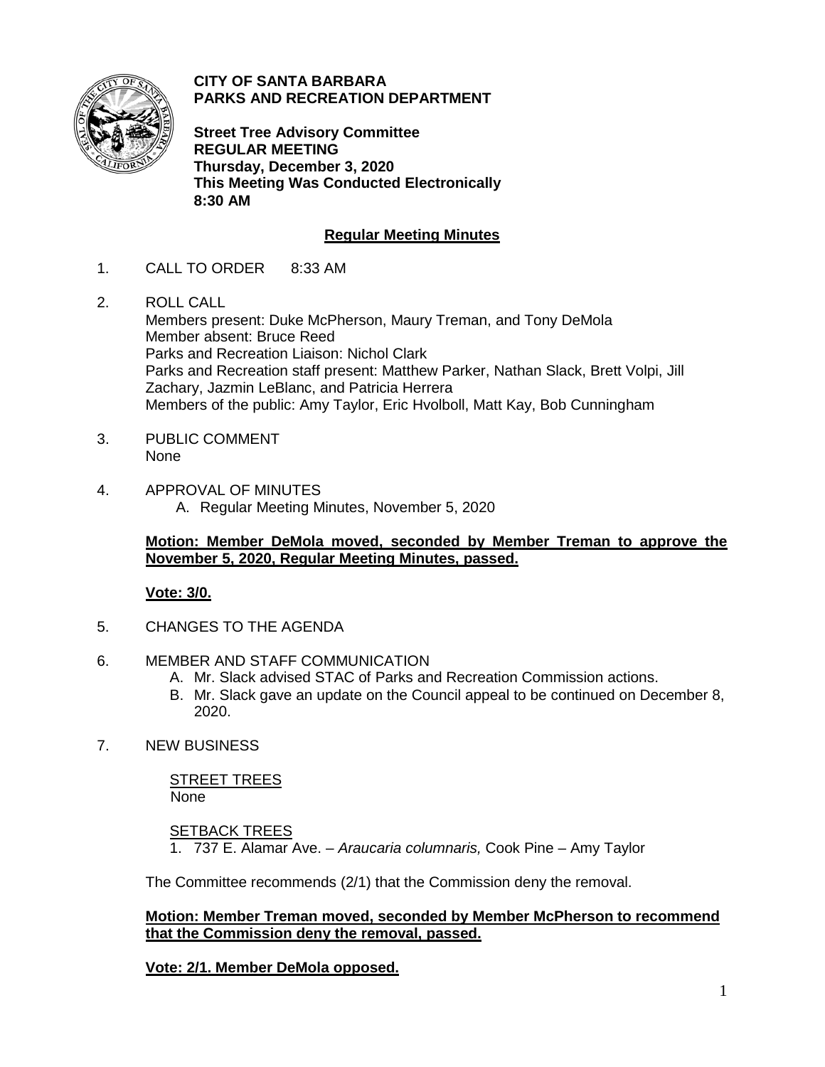**CITY OF SANTA BARBARA**
**PARKS AND RECREATION DEPARTMENT**

**Street Tree Advisory Committee**
**REGULAR MEETING**
**Thursday, December 3, 2020**
**This Meeting Was Conducted Electronically**
**8:30 AM**

## Regular Meeting Minutes

1. CALL TO ORDER 8:33 AM

2. ROLL CALL
   Members present: Duke McPherson, Maury Treman, and Tony DeMola
   Member absent: Bruce Reed
   Parks and Recreation Liaison: Nichol Clark
   Parks and Recreation staff present: Matthew Parker, Nathan Slack, Brett Volpi, Jill Zachary, Jazmin LeBlanc, and Patricia Herrera
   Members of the public: Amy Taylor, Eric Hvolboll, Matt Kay, Bob Cunningham

3. PUBLIC COMMENT
   None

4. APPROVAL OF MINUTES
   A. Regular Meeting Minutes, November 5, 2020

   **Motion: Member DeMola moved, seconded by Member Treman to approve the November 5, 2020, Regular Meeting Minutes, passed.**

   **Vote: 3/0.**

5. CHANGES TO THE AGENDA

6. MEMBER AND STAFF COMMUNICATION
   A. Mr. Slack advised STAC of Parks and Recreation Commission actions.
   B. Mr. Slack gave an update on the Council appeal to be continued on December 8, 2020.

7. NEW BUSINESS

   STREET TREES
   None

   SETBACK TREES
   1. 737 E. Alamar Ave. – *Araucaria columnaris,* Cook Pine – Amy Taylor

   The Committee recommends (2/1) that the Commission deny the removal.

   **Motion: Member Treman moved, seconded by Member McPherson to recommend that the Commission deny the removal, passed.**

   **Vote: 2/1. Member DeMola opposed.**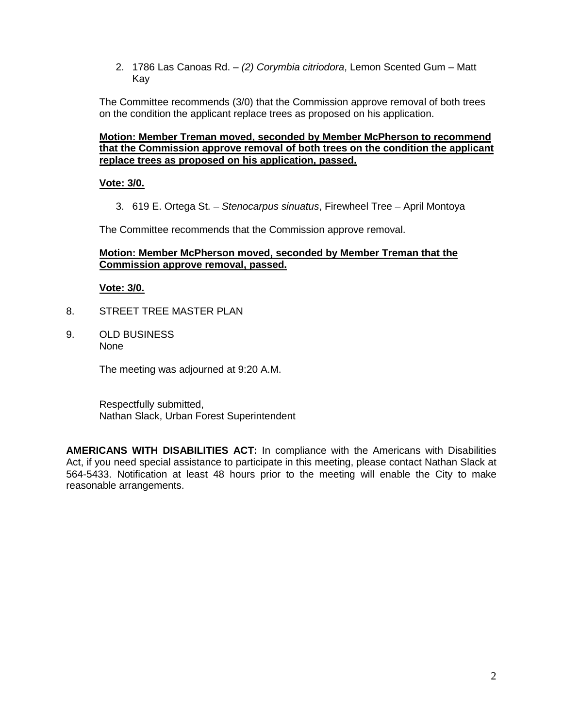2. 1786 Las Canoas Rd. – *(2) Corymbia citriodora*, Lemon Scented Gum – Matt Kay

The Committee recommends (3/0) that the Commission approve removal of both trees on the condition the applicant replace trees as proposed on his application.

**Motion: Member Treman moved, seconded by Member McPherson to recommend that the Commission approve removal of both trees on the condition the applicant replace trees as proposed on his application, passed.**

**Vote: 3/0.**

3. 619 E. Ortega St. – *Stenocarpus sinuatus*, Firewheel Tree – April Montoya

The Committee recommends that the Commission approve removal.

**Motion: Member McPherson moved, seconded by Member Treman that the Commission approve removal, passed.**

**Vote: 3/0.**

8. STREET TREE MASTER PLAN

9. OLD BUSINESS
   None

The meeting was adjourned at 9:20 A.M.

Respectfully submitted,
Nathan Slack, Urban Forest Superintendent

**AMERICANS WITH DISABILITIES ACT:** In compliance with the Americans with Disabilities Act, if you need special assistance to participate in this meeting, please contact Nathan Slack at 564-5433. Notification at least 48 hours prior to the meeting will enable the City to make reasonable arrangements.